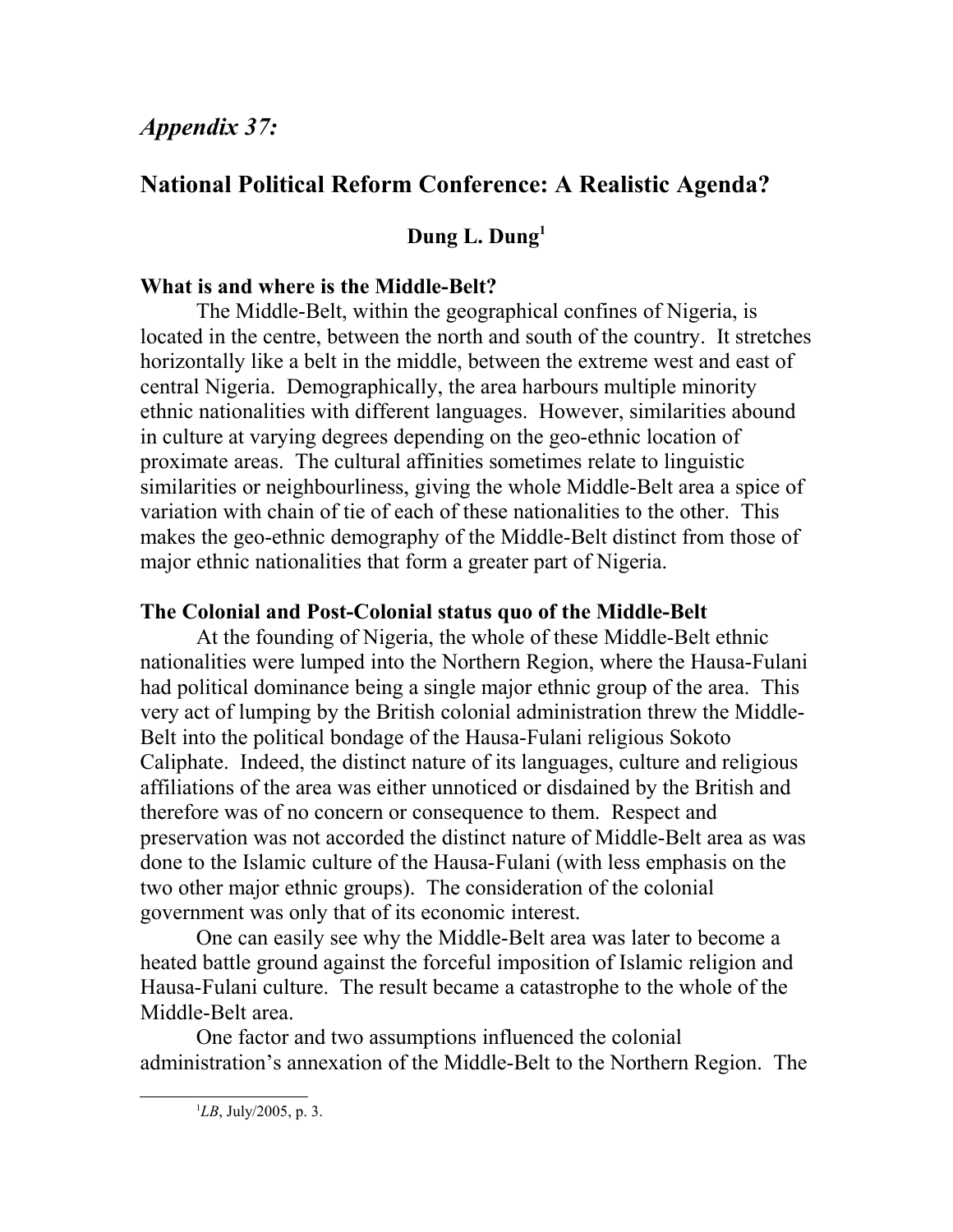*Appendix 37:*

# National Political Reform Conference: A Realistic Agenda?

**Dung L. Dung[1]**

### What is and where is the Middle-Belt?

The Middle-Belt, within the geographical confines of Nigeria, is located in the centre, between the north and south of the country. It stretches horizontally like a belt in the middle, between the extreme west and east of central Nigeria. Demographically, the area harbours multiple minority ethnic nationalities with different languages. However, similarities abound in culture at varying degrees depending on the geo-ethnic location of proximate areas. The cultural affinities sometimes relate to linguistic similarities or neighbourliness, giving the whole Middle-Belt area a spice of variation with chain of tie of each of these nationalities to the other. This makes the geo-ethnic demography of the Middle-Belt distinct from those of major ethnic nationalities that form a greater part of Nigeria.

### The Colonial and Post-Colonial status quo of the Middle-Belt

At the founding of Nigeria, the whole of these Middle-Belt ethnic nationalities were lumped into the Northern Region, where the Hausa-Fulani had political dominance being a single major ethnic group of the area. This very act of lumping by the British colonial administration threw the Middle-Belt into the political bondage of the Hausa-Fulani religious Sokoto Caliphate. Indeed, the distinct nature of its languages, culture and religious affiliations of the area was either unnoticed or disdained by the British and therefore was of no concern or consequence to them. Respect and preservation was not accorded the distinct nature of Middle-Belt area as was done to the Islamic culture of the Hausa-Fulani (with less emphasis on the two other major ethnic groups). The consideration of the colonial government was only that of its economic interest.

One can easily see why the Middle-Belt area was later to become a heated battle ground against the forceful imposition of Islamic religion and Hausa-Fulani culture. The result became a catastrophe to the whole of the Middle-Belt area.

One factor and two assumptions influenced the colonial administration's annexation of the Middle-Belt to the Northern Region. The

[1] *LB*, July/2005, p. 3.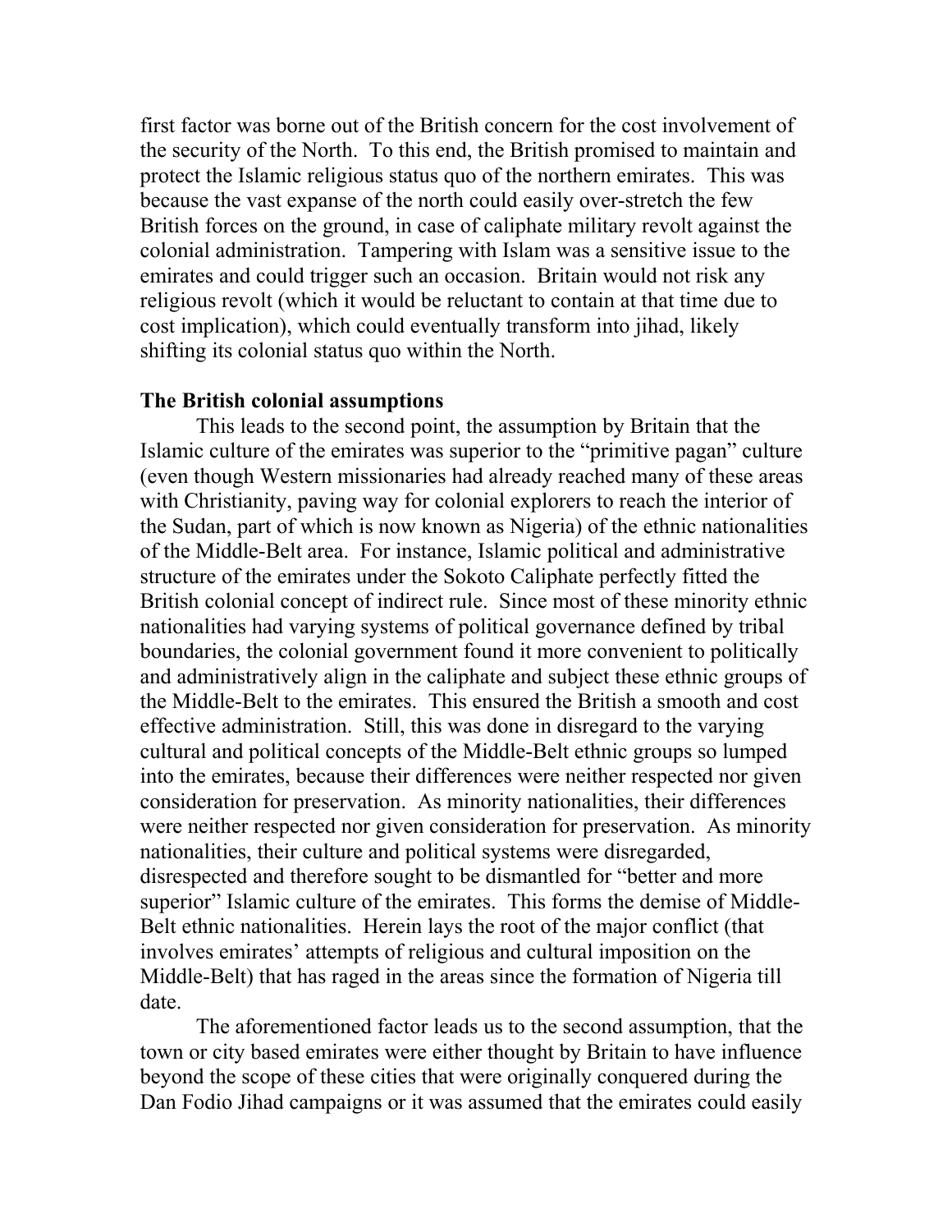first factor was borne out of the British concern for the cost involvement of the security of the North. To this end, the British promised to maintain and protect the Islamic religious status quo of the northern emirates. This was because the vast expanse of the north could easily over-stretch the few British forces on the ground, in case of caliphate military revolt against the colonial administration. Tampering with Islam was a sensitive issue to the emirates and could trigger such an occasion. Britain would not risk any religious revolt (which it would be reluctant to contain at that time due to cost implication), which could eventually transform into jihad, likely shifting its colonial status quo within the North.

**The British colonial assumptions**

This leads to the second point, the assumption by Britain that the Islamic culture of the emirates was superior to the "primitive pagan" culture (even though Western missionaries had already reached many of these areas with Christianity, paving way for colonial explorers to reach the interior of the Sudan, part of which is now known as Nigeria) of the ethnic nationalities of the Middle-Belt area. For instance, Islamic political and administrative structure of the emirates under the Sokoto Caliphate perfectly fitted the British colonial concept of indirect rule. Since most of these minority ethnic nationalities had varying systems of political governance defined by tribal boundaries, the colonial government found it more convenient to politically and administratively align in the caliphate and subject these ethnic groups of the Middle-Belt to the emirates. This ensured the British a smooth and cost effective administration. Still, this was done in disregard to the varying cultural and political concepts of the Middle-Belt ethnic groups so lumped into the emirates, because their differences were neither respected nor given consideration for preservation. As minority nationalities, their differences were neither respected nor given consideration for preservation. As minority nationalities, their culture and political systems were disregarded, disrespected and therefore sought to be dismantled for "better and more superior" Islamic culture of the emirates. This forms the demise of Middle-Belt ethnic nationalities. Herein lays the root of the major conflict (that involves emirates' attempts of religious and cultural imposition on the Middle-Belt) that has raged in the areas since the formation of Nigeria till date.

The aforementioned factor leads us to the second assumption, that the town or city based emirates were either thought by Britain to have influence beyond the scope of these cities that were originally conquered during the Dan Fodio Jihad campaigns or it was assumed that the emirates could easily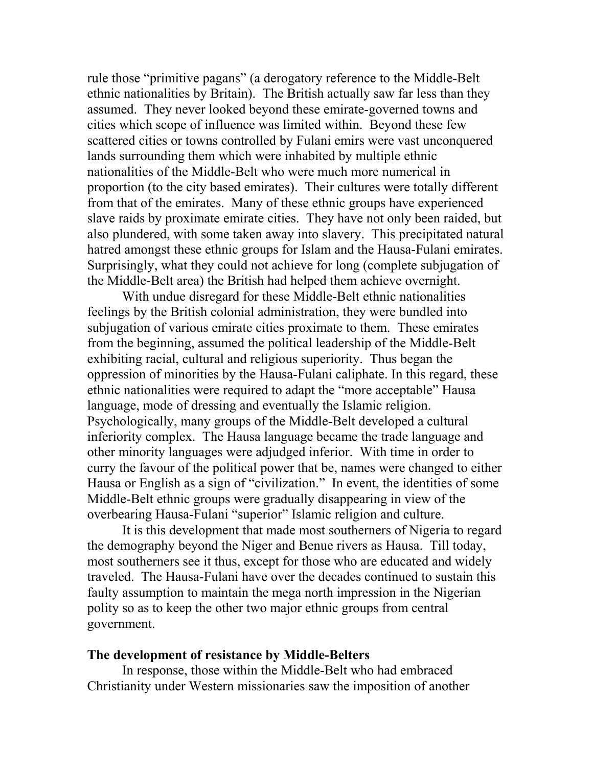rule those "primitive pagans" (a derogatory reference to the Middle-Belt ethnic nationalities by Britain). The British actually saw far less than they assumed. They never looked beyond these emirate-governed towns and cities which scope of influence was limited within. Beyond these few scattered cities or towns controlled by Fulani emirs were vast unconquered lands surrounding them which were inhabited by multiple ethnic nationalities of the Middle-Belt who were much more numerical in proportion (to the city based emirates). Their cultures were totally different from that of the emirates. Many of these ethnic groups have experienced slave raids by proximate emirate cities. They have not only been raided, but also plundered, with some taken away into slavery. This precipitated natural hatred amongst these ethnic groups for Islam and the Hausa-Fulani emirates. Surprisingly, what they could not achieve for long (complete subjugation of the Middle-Belt area) the British had helped them achieve overnight.

With undue disregard for these Middle-Belt ethnic nationalities feelings by the British colonial administration, they were bundled into subjugation of various emirate cities proximate to them. These emirates from the beginning, assumed the political leadership of the Middle-Belt exhibiting racial, cultural and religious superiority. Thus began the oppression of minorities by the Hausa-Fulani caliphate. In this regard, these ethnic nationalities were required to adapt the "more acceptable" Hausa language, mode of dressing and eventually the Islamic religion. Psychologically, many groups of the Middle-Belt developed a cultural inferiority complex. The Hausa language became the trade language and other minority languages were adjudged inferior. With time in order to curry the favour of the political power that be, names were changed to either Hausa or English as a sign of "civilization." In event, the identities of some Middle-Belt ethnic groups were gradually disappearing in view of the overbearing Hausa-Fulani "superior" Islamic religion and culture.

It is this development that made most southerners of Nigeria to regard the demography beyond the Niger and Benue rivers as Hausa. Till today, most southerners see it thus, except for those who are educated and widely traveled. The Hausa-Fulani have over the decades continued to sustain this faulty assumption to maintain the mega north impression in the Nigerian polity so as to keep the other two major ethnic groups from central government.

**The development of resistance by Middle-Belters**

In response, those within the Middle-Belt who had embraced Christianity under Western missionaries saw the imposition of another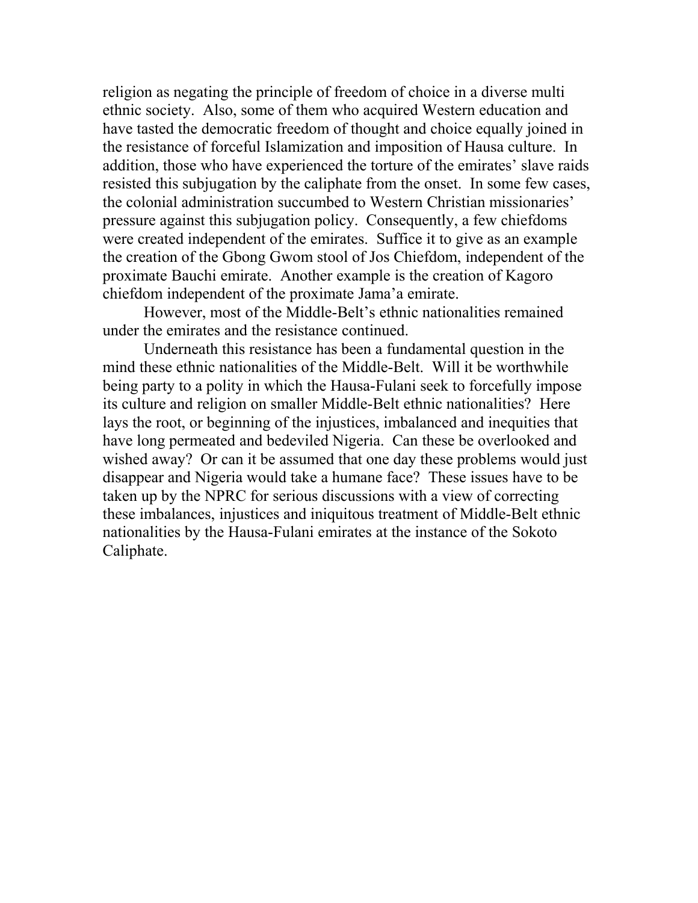religion as negating the principle of freedom of choice in a diverse multi ethnic society. Also, some of them who acquired Western education and have tasted the democratic freedom of thought and choice equally joined in the resistance of forceful Islamization and imposition of Hausa culture. In addition, those who have experienced the torture of the emirates' slave raids resisted this subjugation by the caliphate from the onset. In some few cases, the colonial administration succumbed to Western Christian missionaries' pressure against this subjugation policy. Consequently, a few chiefdoms were created independent of the emirates. Suffice it to give as an example the creation of the Gbong Gwom stool of Jos Chiefdom, independent of the proximate Bauchi emirate. Another example is the creation of Kagoro chiefdom independent of the proximate Jama'a emirate.

However, most of the Middle-Belt's ethnic nationalities remained under the emirates and the resistance continued.

Underneath this resistance has been a fundamental question in the mind these ethnic nationalities of the Middle-Belt. Will it be worthwhile being party to a polity in which the Hausa-Fulani seek to forcefully impose its culture and religion on smaller Middle-Belt ethnic nationalities? Here lays the root, or beginning of the injustices, imbalanced and inequities that have long permeated and bedeviled Nigeria. Can these be overlooked and wished away? Or can it be assumed that one day these problems would just disappear and Nigeria would take a humane face? These issues have to be taken up by the NPRC for serious discussions with a view of correcting these imbalances, injustices and iniquitous treatment of Middle-Belt ethnic nationalities by the Hausa-Fulani emirates at the instance of the Sokoto Caliphate.